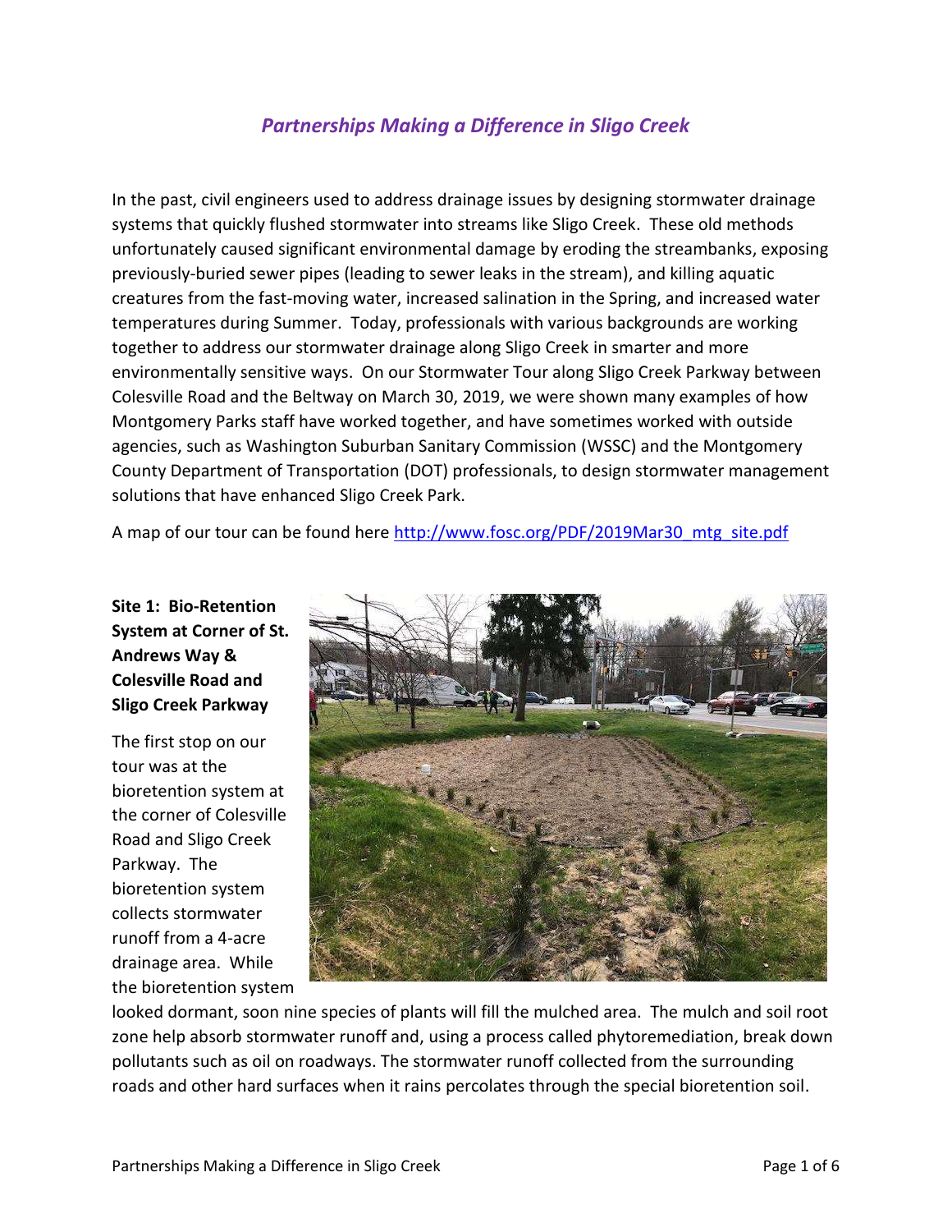# *Partnerships Making a Difference in Sligo Creek*

In the past, civil engineers used to address drainage issues by designing stormwater drainage systems that quickly flushed stormwater into streams like Sligo Creek. These old methods unfortunately caused significant environmental damage by eroding the streambanks, exposing previously-buried sewer pipes (leading to sewer leaks in the stream), and killing aquatic creatures from the fast-moving water, increased salination in the Spring, and increased water temperatures during Summer. Today, professionals with various backgrounds are working together to address our stormwater drainage along Sligo Creek in smarter and more environmentally sensitive ways. On our Stormwater Tour along Sligo Creek Parkway between Colesville Road and the Beltway on March 30, 2019, we were shown many examples of how Montgomery Parks staff have worked together, and have sometimes worked with outside agencies, such as Washington Suburban Sanitary Commission (WSSC) and the Montgomery County Department of Transportation (DOT) professionals, to design stormwater management solutions that have enhanced Sligo Creek Park.

A map of our tour can be found here http://www.fosc.org/PDF/2019Mar30_mtg_site.pdf

**Site 1: Bio-Retention System at Corner of St. Andrews Way & Colesville Road and Sligo Creek Parkway**

The first stop on our tour was at the bioretention system at the corner of Colesville Road and Sligo Creek Parkway. The bioretention system collects stormwater runoff from a 4-acre drainage area. While the bioretention system looked dormant, soon nine species of plants will fill the mulched area. The mulch and soil root zone help absorb stormwater runoff and, using a process called phytoremediation, break down pollutants such as oil on roadways. The stormwater runoff collected from the surrounding roads and other hard surfaces when it rains percolates through the special bioretention soil.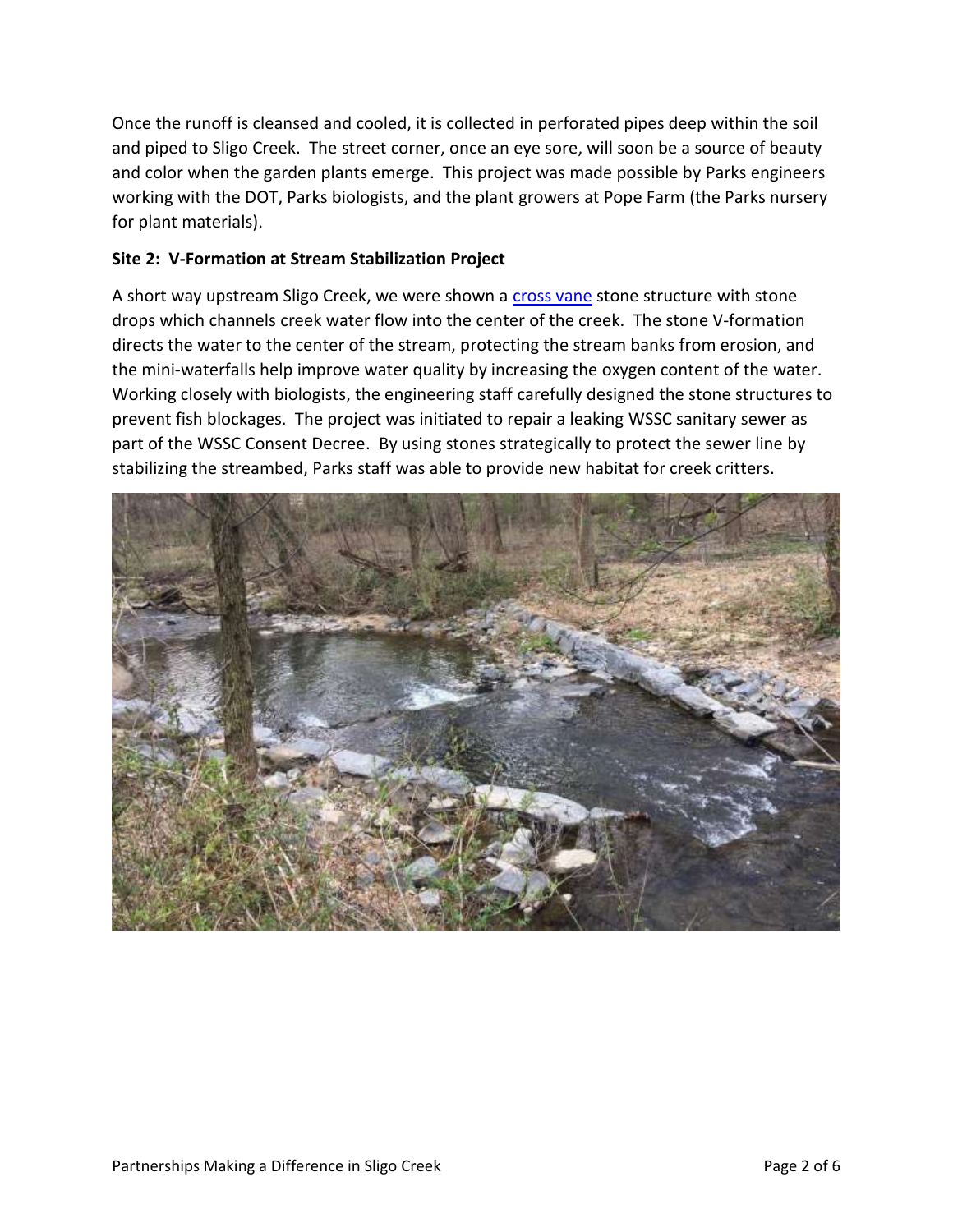Once the runoff is cleansed and cooled, it is collected in perforated pipes deep within the soil and piped to Sligo Creek. The street corner, once an eye sore, will soon be a source of beauty and color when the garden plants emerge. This project was made possible by Parks engineers working with the DOT, Parks biologists, and the plant growers at Pope Farm (the Parks nursery for plant materials).

**Site 2: V-Formation at Stream Stabilization Project**

A short way upstream Sligo Creek, we were shown a cross vane stone structure with stone drops which channels creek water flow into the center of the creek. The stone V-formation directs the water to the center of the stream, protecting the stream banks from erosion, and the mini-waterfalls help improve water quality by increasing the oxygen content of the water. Working closely with biologists, the engineering staff carefully designed the stone structures to prevent fish blockages. The project was initiated to repair a leaking WSSC sanitary sewer as part of the WSSC Consent Decree. By using stones strategically to protect the sewer line by stabilizing the streambed, Parks staff was able to provide new habitat for creek critters.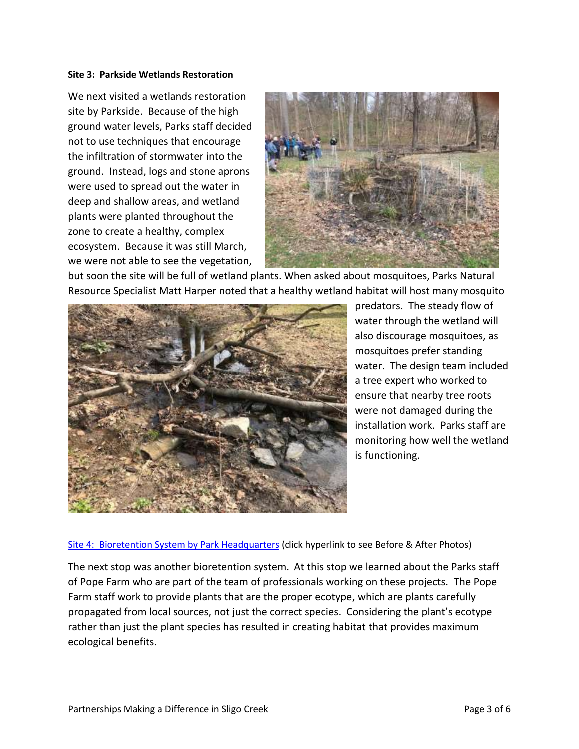**Site 3: Parkside Wetlands Restoration**

We next visited a wetlands restoration site by Parkside. Because of the high ground water levels, Parks staff decided not to use techniques that encourage the infiltration of stormwater into the ground. Instead, logs and stone aprons were used to spread out the water in deep and shallow areas, and wetland plants were planted throughout the zone to create a healthy, complex ecosystem. Because it was still March, we were not able to see the vegetation, but soon the site will be full of wetland plants. When asked about mosquitoes, Parks Natural Resource Specialist Matt Harper noted that a healthy wetland habitat will host many mosquito predators. The steady flow of water through the wetland will also discourage mosquitoes, as mosquitoes prefer standing water. The design team included a tree expert who worked to ensure that nearby tree roots were not damaged during the installation work. Parks staff are monitoring how well the wetland is functioning.

Site 4: Bioretention System by Park Headquarters (click hyperlink to see Before & After Photos)

The next stop was another bioretention system. At this stop we learned about the Parks staff of Pope Farm who are part of the team of professionals working on these projects. The Pope Farm staff work to provide plants that are the proper ecotype, which are plants carefully propagated from local sources, not just the correct species. Considering the plant's ecotype rather than just the plant species has resulted in creating habitat that provides maximum ecological benefits.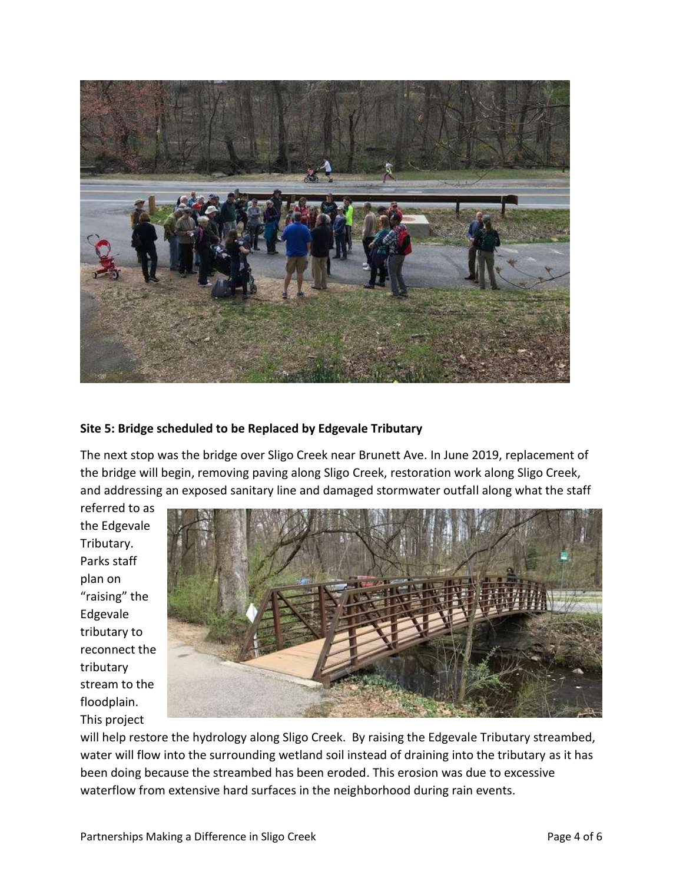**Site 5: Bridge scheduled to be Replaced by Edgevale Tributary**

The next stop was the bridge over Sligo Creek near Brunett Ave. In June 2019, replacement of the bridge will begin, removing paving along Sligo Creek, restoration work along Sligo Creek, and addressing an exposed sanitary line and damaged stormwater outfall along what the staff referred to as the Edgevale Tributary. Parks staff plan on "raising" the Edgevale tributary to reconnect the tributary stream to the floodplain. This project will help restore the hydrology along Sligo Creek. By raising the Edgevale Tributary streambed, water will flow into the surrounding wetland soil instead of draining into the tributary as it has been doing because the streambed has been eroded. This erosion was due to excessive waterflow from extensive hard surfaces in the neighborhood during rain events.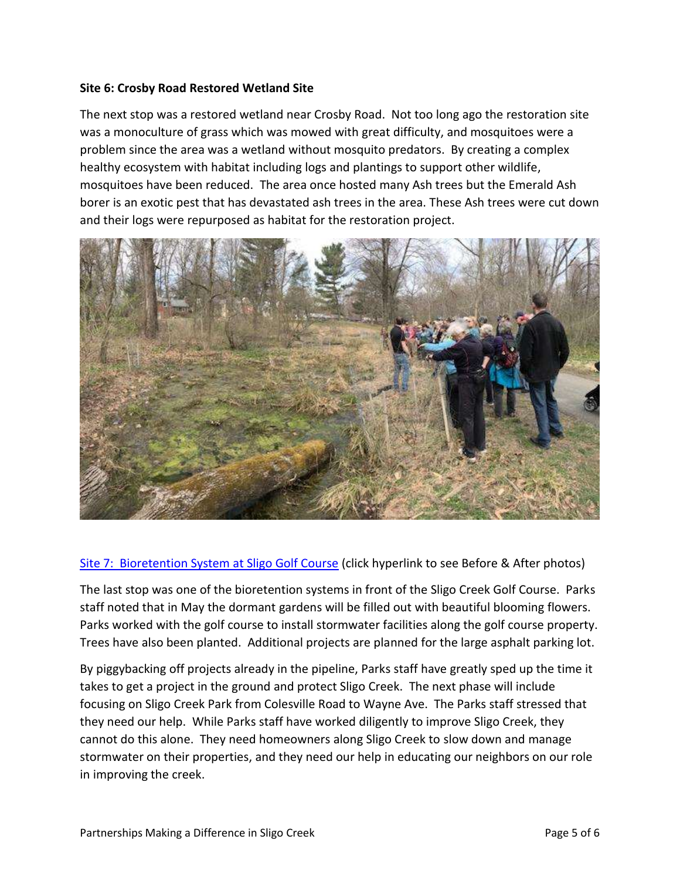**Site 6: Crosby Road Restored Wetland Site**

The next stop was a restored wetland near Crosby Road. Not too long ago the restoration site was a monoculture of grass which was mowed with great difficulty, and mosquitoes were a problem since the area was a wetland without mosquito predators. By creating a complex healthy ecosystem with habitat including logs and plantings to support other wildlife, mosquitoes have been reduced. The area once hosted many Ash trees but the Emerald Ash borer is an exotic pest that has devastated ash trees in the area. These Ash trees were cut down and their logs were repurposed as habitat for the restoration project.

Site 7: Bioretention System at Sligo Golf Course (click hyperlink to see Before & After photos)

The last stop was one of the bioretention systems in front of the Sligo Creek Golf Course. Parks staff noted that in May the dormant gardens will be filled out with beautiful blooming flowers. Parks worked with the golf course to install stormwater facilities along the golf course property. Trees have also been planted. Additional projects are planned for the large asphalt parking lot.

By piggybacking off projects already in the pipeline, Parks staff have greatly sped up the time it takes to get a project in the ground and protect Sligo Creek. The next phase will include focusing on Sligo Creek Park from Colesville Road to Wayne Ave. The Parks staff stressed that they need our help. While Parks staff have worked diligently to improve Sligo Creek, they cannot do this alone. They need homeowners along Sligo Creek to slow down and manage stormwater on their properties, and they need our help in educating our neighbors on our role in improving the creek.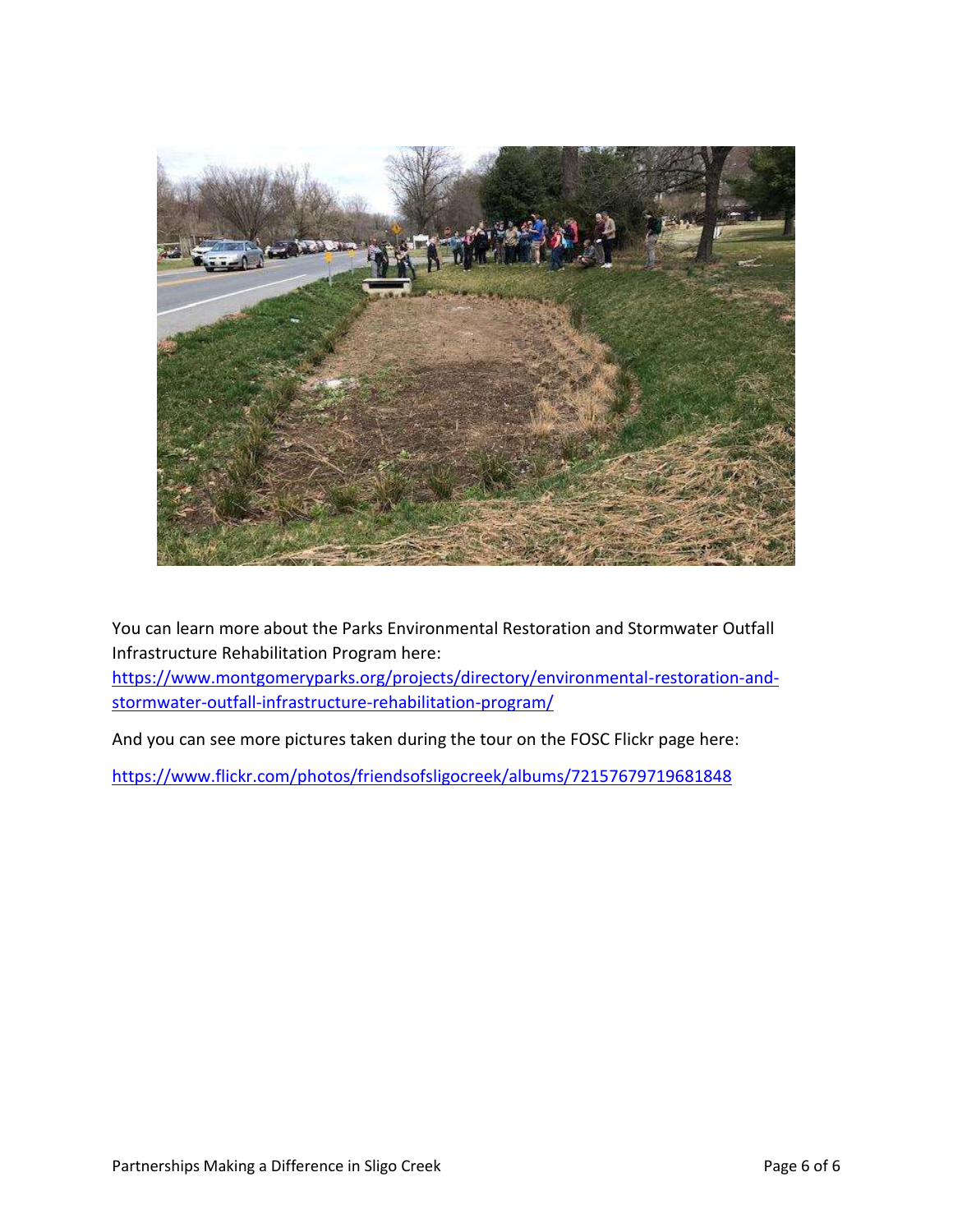You can learn more about the Parks Environmental Restoration and Stormwater Outfall Infrastructure Rehabilitation Program here:
https://www.montgomeryparks.org/projects/directory/environmental-restoration-and-stormwater-outfall-infrastructure-rehabilitation-program/

And you can see more pictures taken during the tour on the FOSC Flickr page here:

https://www.flickr.com/photos/friendsofsligocreek/albums/72157679719681848